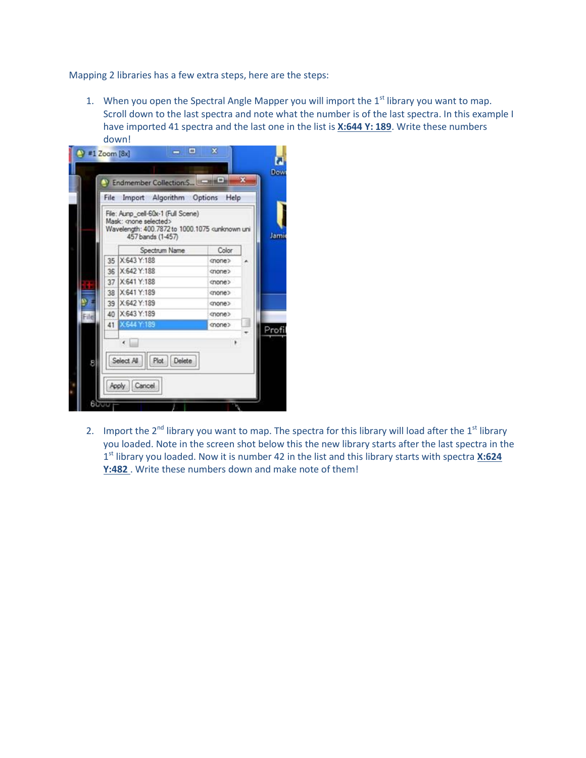Mapping 2 libraries has a few extra steps, here are the steps:

1. When you open the Spectral Angle Mapper you will import the 1st library you want to map. Scroll down to the last spectra and note what the number is of the last spectra. In this example I have imported 41 spectra and the last one in the list is **X:644 Y: 189**. Write these numbers down!

2. Import the 2nd library you want to map. The spectra for this library will load after the 1st library you loaded. Note in the screen shot below this the new library starts after the last spectra in the 1st library you loaded. Now it is number 42 in the list and this library starts with spectra **X:624 Y:482** . Write these numbers down and make note of them!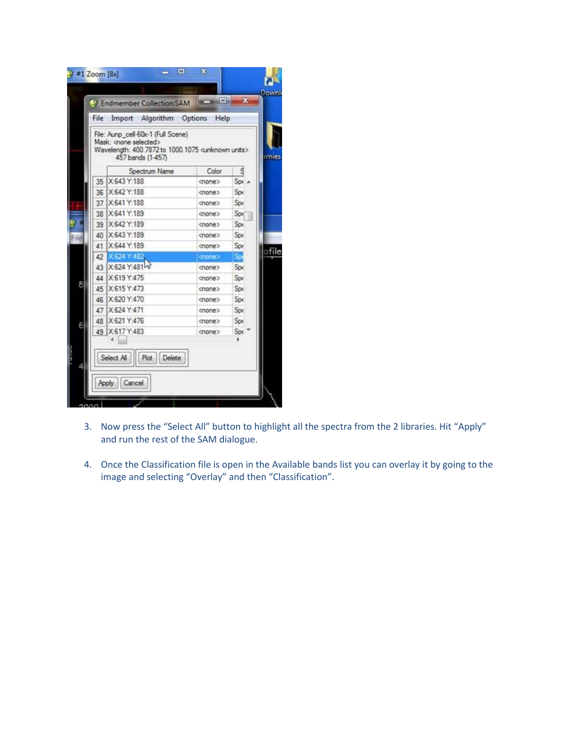3. Now press the "Select All" button to highlight all the spectra from the 2 libraries. Hit "Apply" and run the rest of the SAM dialogue.

4. Once the Classification file is open in the Available bands list you can overlay it by going to the image and selecting "Overlay" and then "Classification".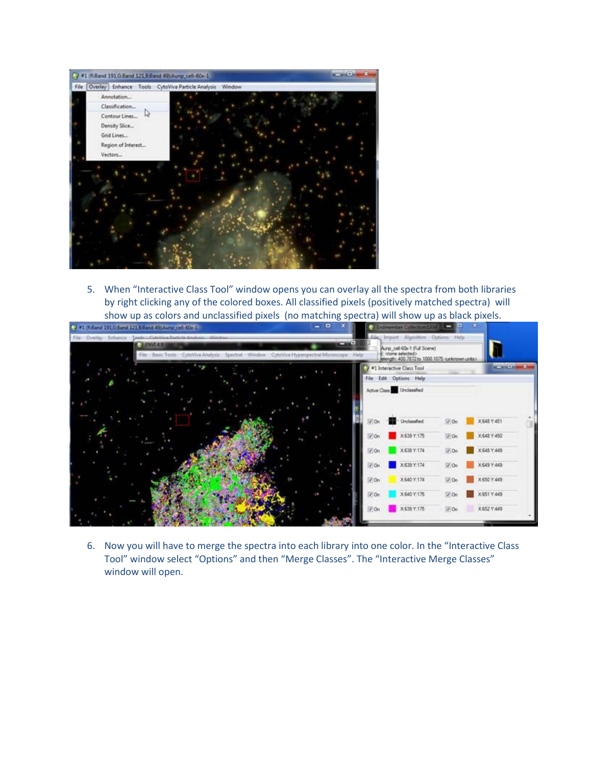5. When "Interactive Class Tool" window opens you can overlay all the spectra from both libraries by right clicking any of the colored boxes. All classified pixels (positively matched spectra) will show up as colors and unclassified pixels (no matching spectra) will show up as black pixels.

6. Now you will have to merge the spectra into each library into one color. In the "Interactive Class Tool" window select "Options" and then "Merge Classes". The "Interactive Merge Classes" window will open.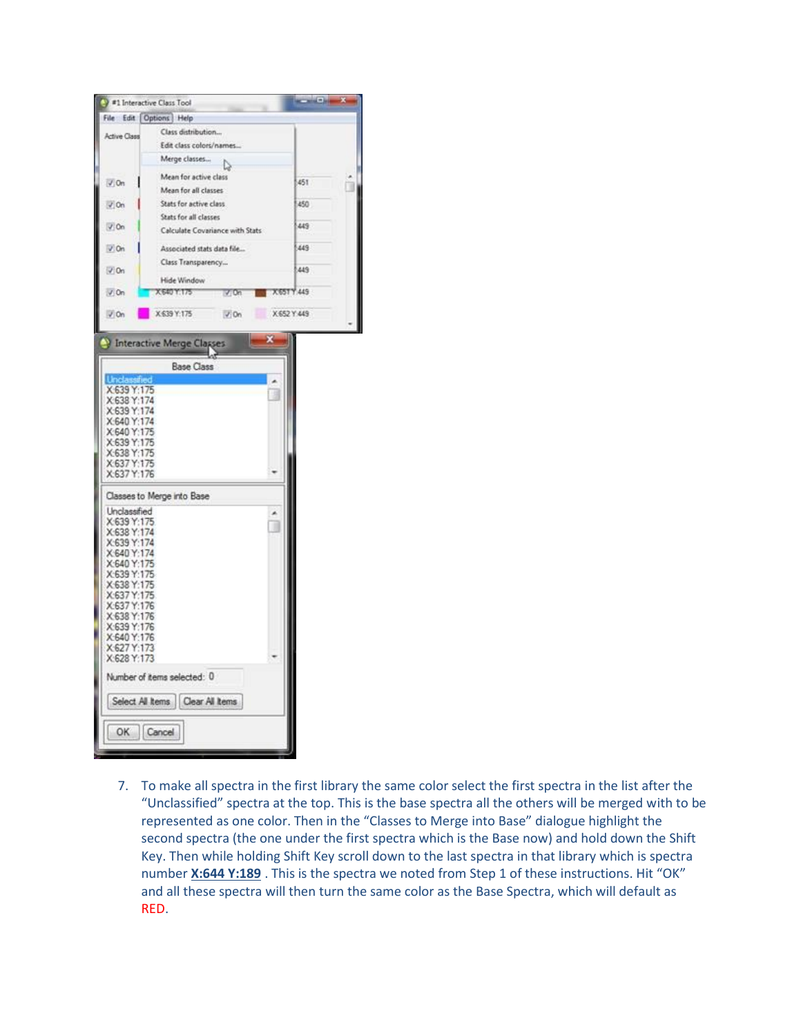7. To make all spectra in the first library the same color select the first spectra in the list after the "Unclassified" spectra at the top. This is the base spectra all the others will be merged with to be represented as one color. Then in the "Classes to Merge into Base" dialogue highlight the second spectra (the one under the first spectra which is the Base now) and hold down the Shift Key. Then while holding Shift Key scroll down to the last spectra in that library which is spectra number **X:644 Y:189** . This is the spectra we noted from Step 1 of these instructions. Hit "OK" and all these spectra will then turn the same color as the Base Spectra, which will default as RED.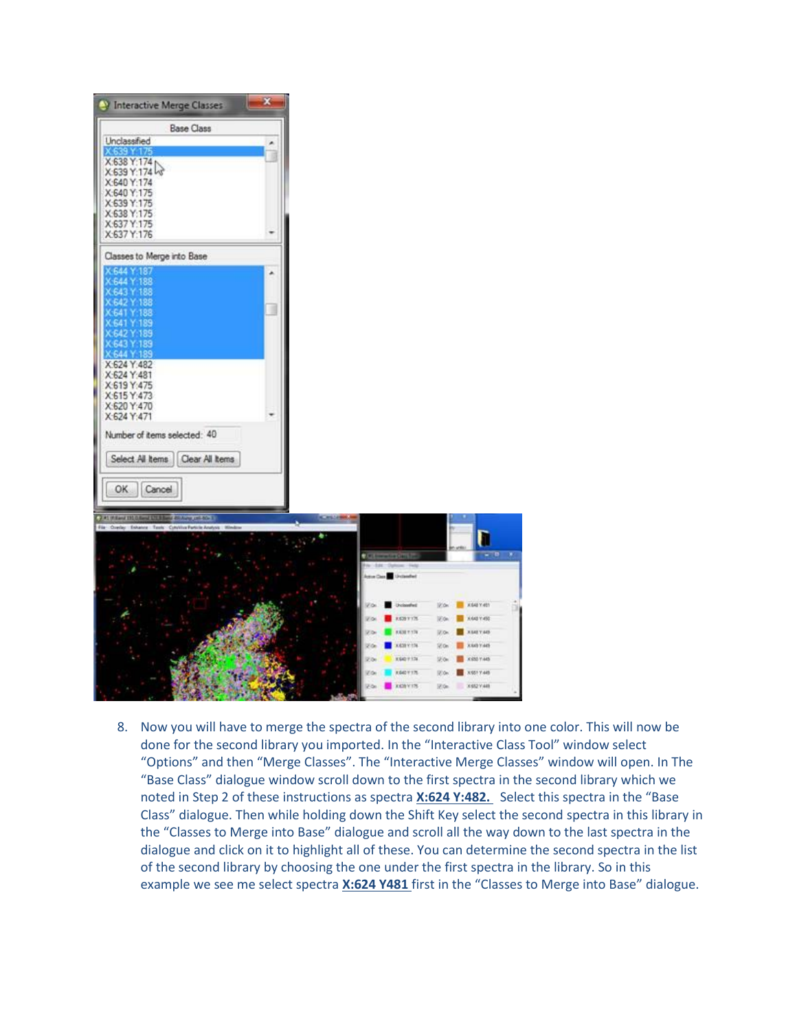8. Now you will have to merge the spectra of the second library into one color. This will now be done for the second library you imported. In the “Interactive Class Tool” window select “Options” and then “Merge Classes”. The “Interactive Merge Classes” window will open. In The “Base Class” dialogue window scroll down to the first spectra in the second library which we noted in Step 2 of these instructions as spectra **X:624 Y:482.** Select this spectra in the “Base Class” dialogue. Then while holding down the Shift Key select the second spectra in this library in the “Classes to Merge into Base” dialogue and scroll all the way down to the last spectra in the dialogue and click on it to highlight all of these. You can determine the second spectra in the list of the second library by choosing the one under the first spectra in the library. So in this example we see me select spectra **X:624 Y481** first in the “Classes to Merge into Base” dialogue.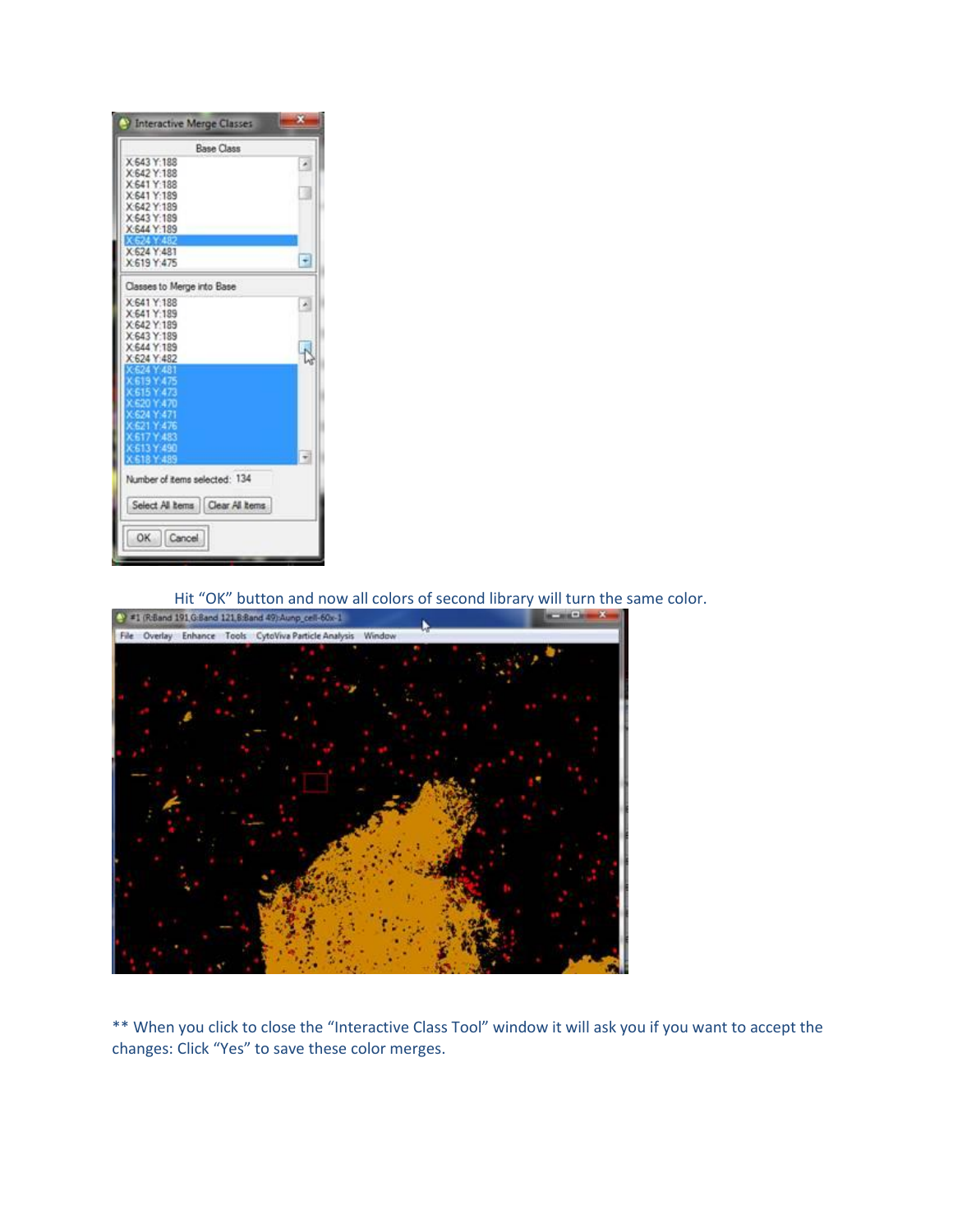Hit "OK" button and now all colors of second library will turn the same color.

** When you click to close the "Interactive Class Tool" window it will ask you if you want to accept the changes: Click "Yes" to save these color merges.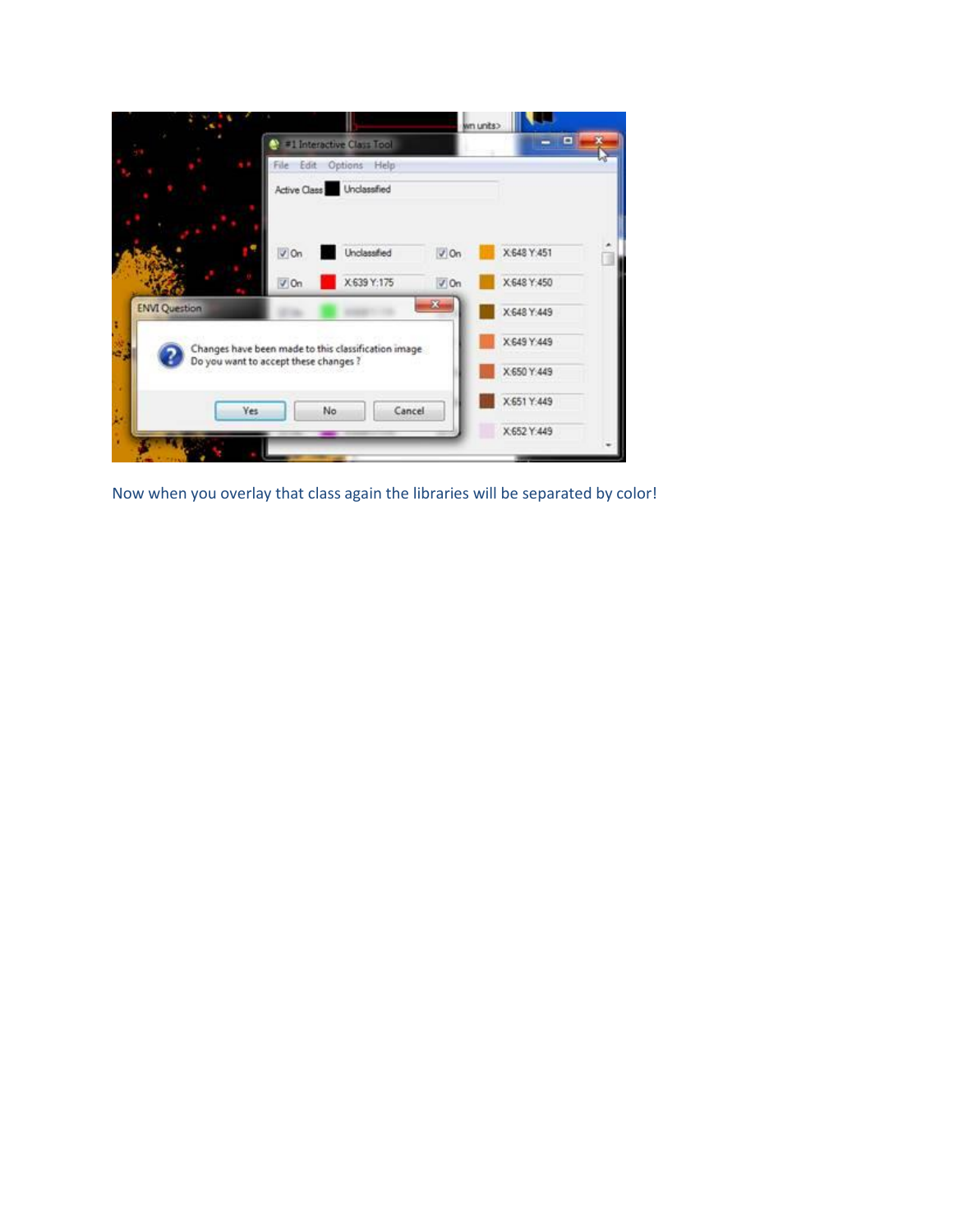Now when you overlay that class again the libraries will be separated by color!